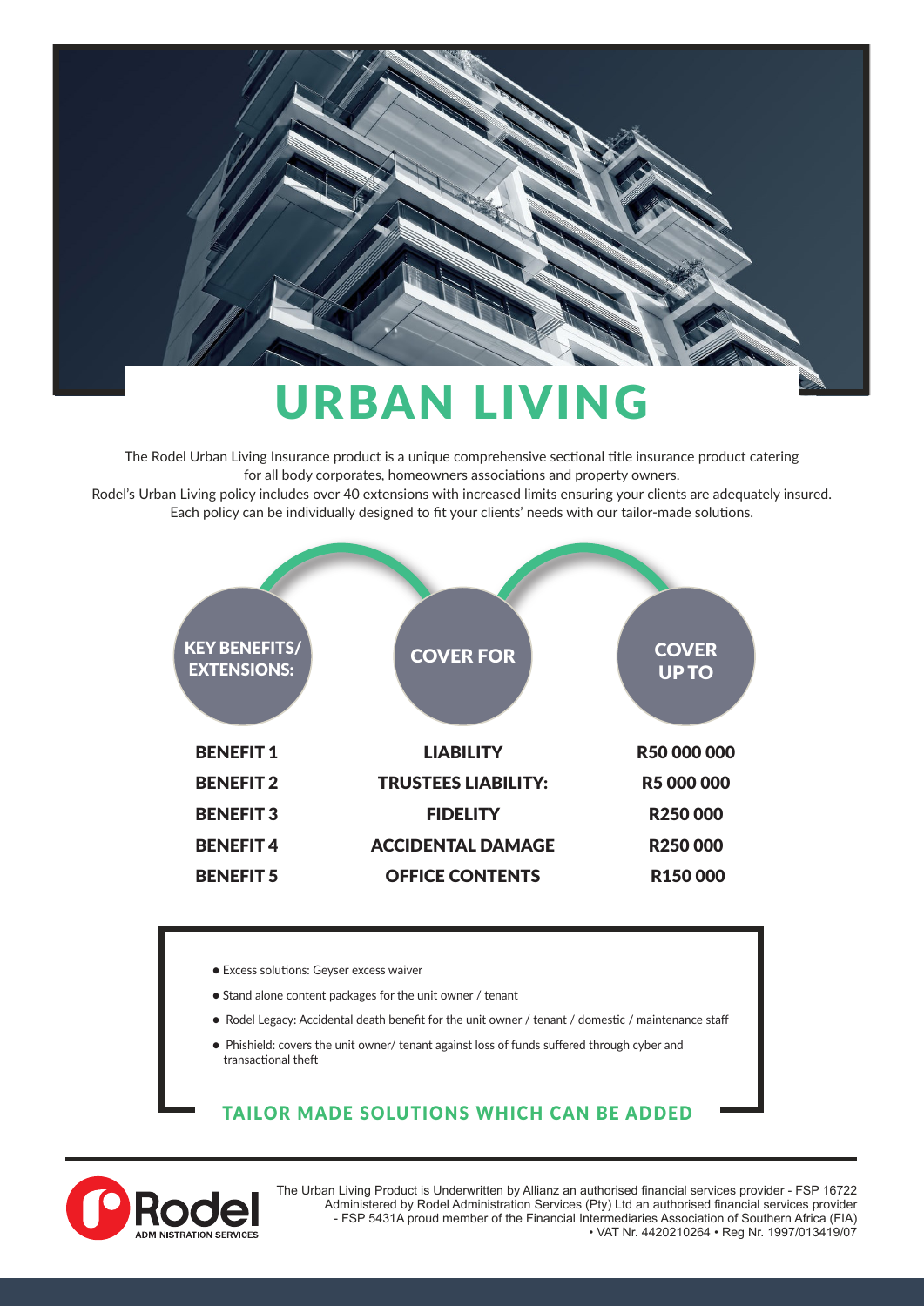# URBAN LIVING

The Rodel Urban Living Insurance product is a unique comprehensive sectional title insurance product catering for all body corporates, homeowners associations and property owners.
Rodel's Urban Living policy includes over 40 extensions with increased limits ensuring your clients are adequately insured. Each policy can be individually designed to fit your clients' needs with our tailor-made solutions.

| KEY BENEFITS/ EXTENSIONS: | COVER FOR | COVER UP TO |
|---|---|---|
| **BENEFIT 1** | **LIABILITY** | **R50 000 000** |
| **BENEFIT 2** | **TRUSTEES LIABILITY:** | **R5 000 000** |
| **BENEFIT 3** | **FIDELITY** | **R250 000** |
| **BENEFIT 4** | **ACCIDENTAL DAMAGE** | **R250 000** |
| **BENEFIT 5** | **OFFICE CONTENTS** | **R150 000** |

- Excess solutions: Geyser excess waiver
- Stand alone content packages for the unit owner / tenant
- Rodel Legacy: Accidental death benefit for the unit owner / tenant / domestic / maintenance staff
- Phishield: covers the unit owner/ tenant against loss of funds suffered through cyber and transactional theft

## TAILOR MADE SOLUTIONS WHICH CAN BE ADDED

Rodel ADMINISTRATION SERVICES

The Urban Living Product is Underwritten by Allianz an authorised financial services provider - FSP 16722 Administered by Rodel Administration Services (Pty) Ltd an authorised financial services provider - FSP 5431A proud member of the Financial Intermediaries Association of Southern Africa (FIA) • VAT Nr. 4420210264 • Reg Nr. 1997/013419/07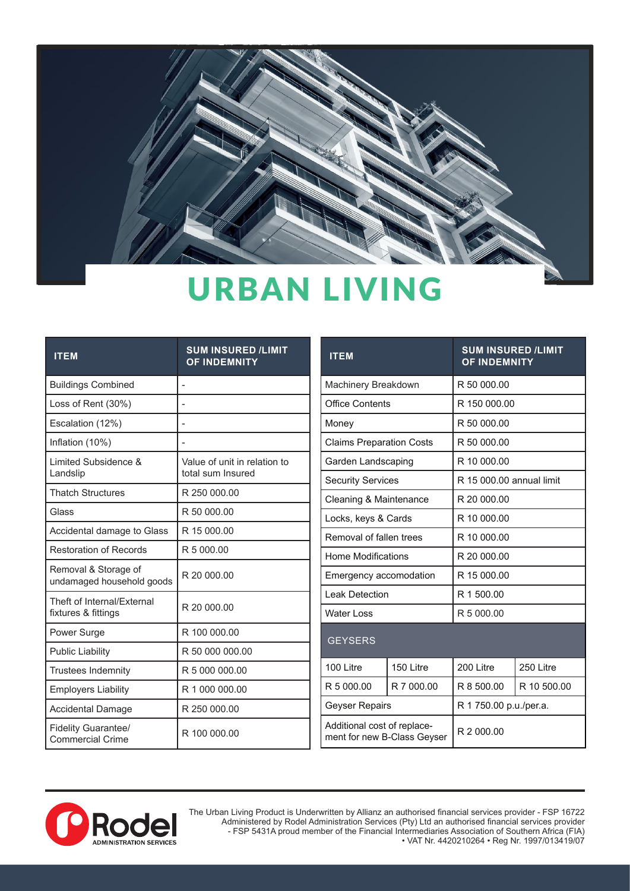# URBAN LIVING

| ITEM | SUM INSURED /LIMIT OF INDEMNITY |
|---|---|
| Buildings Combined | - |
| Loss of Rent (30%) | - |
| Escalation (12%) | - |
| Inflation (10%) | - |
| Limited Subsidence & Landslip | Value of unit in relation to total sum Insured |
| Thatch Structures | R 250 000.00 |
| Glass | R 50 000.00 |
| Accidental damage to Glass | R 15 000.00 |
| Restoration of Records | R 5 000.00 |
| Removal & Storage of undamaged household goods | R 20 000.00 |
| Theft of Internal/External fixtures & fittings | R 20 000.00 |
| Power Surge | R 100 000.00 |
| Public Liability | R 50 000 000.00 |
| Trustees Indemnity | R 5 000 000.00 |
| Employers Liability | R 1 000 000.00 |
| Accidental Damage | R 250 000.00 |
| Fidelity Guarantee/ Commercial Crime | R 100 000.00 |

| ITEM | | SUM INSURED /LIMIT OF INDEMNITY | |
|---|---|---|---|
| Machinery Breakdown | | R 50 000.00 | |
| Office Contents | | R 150 000.00 | |
| Money | | R 50 000.00 | |
| Claims Preparation Costs | | R 50 000.00 | |
| Garden Landscaping | | R 10 000.00 | |
| Security Services | | R 15 000.00 annual limit | |
| Cleaning & Maintenance | | R 20 000.00 | |
| Locks, keys & Cards | | R 10 000.00 | |
| Removal of fallen trees | | R 10 000.00 | |
| Home Modifications | | R 20 000.00 | |
| Emergency accomodation | | R 15 000.00 | |
| Leak Detection | | R 1 500.00 | |
| Water Loss | | R 5 000.00 | |
| GEYSERS | | | |
| 100 Litre | 150 Litre | 200 Litre | 250 Litre |
| R 5 000.00 | R 7 000.00 | R 8 500.00 | R 10 500.00 |
| Geyser Repairs | | R 1 750.00 p.u./per.a. | |
| Additional cost of replacement for new B-Class Geyser | | R 2 000.00 | |

The Urban Living Product is Underwritten by Allianz an authorised financial services provider - FSP 16722 Administered by Rodel Administration Services (Pty) Ltd an authorised financial services provider - FSP 5431A proud member of the Financial Intermediaries Association of Southern Africa (FIA) • VAT Nr. 4420210264 • Reg Nr. 1997/013419/07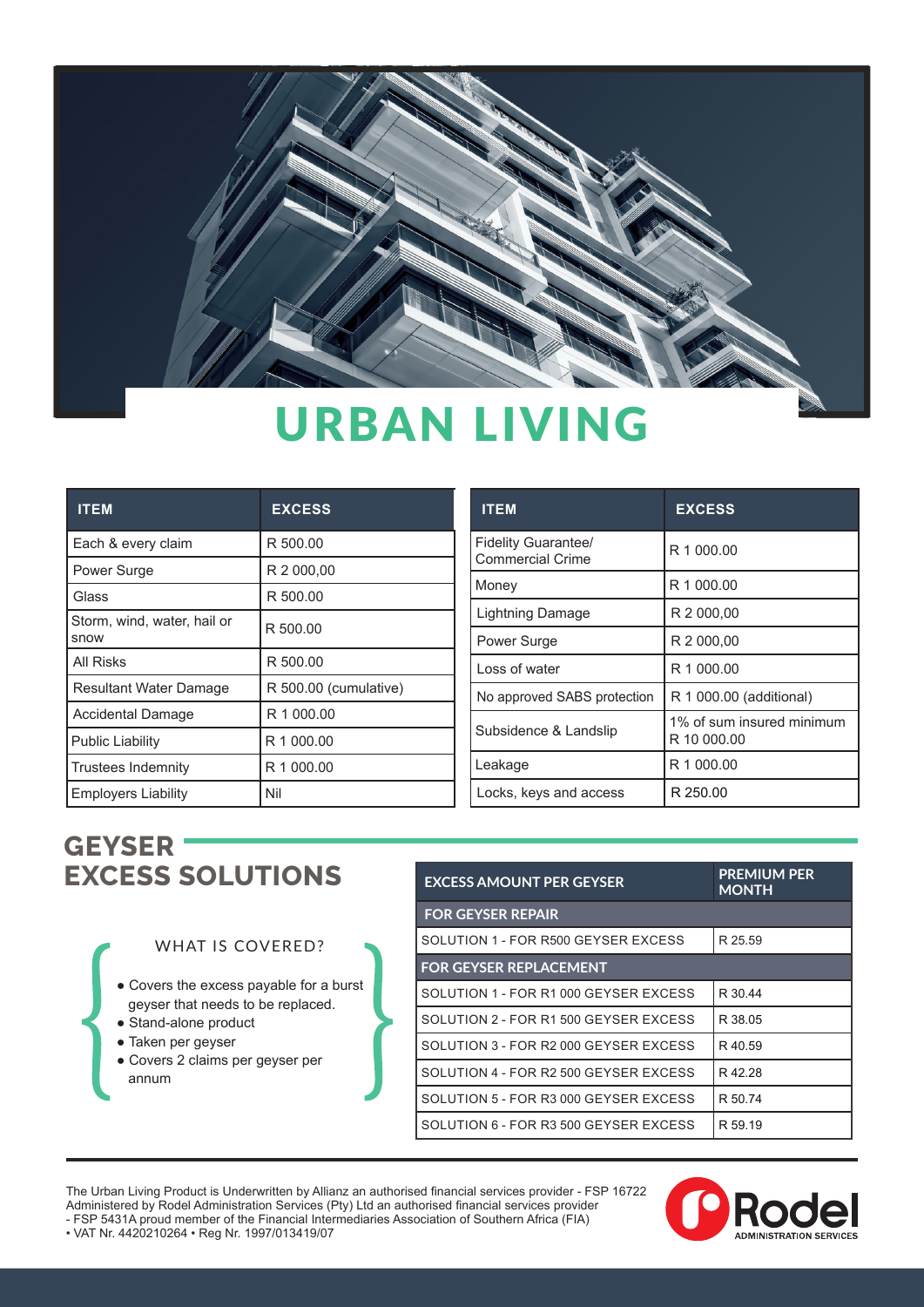# URBAN LIVING

| ITEM | EXCESS |
|---|---|
| Each & every claim | R 500.00 |
| Power Surge | R 2 000,00 |
| Glass | R 500.00 |
| Storm, wind, water, hail or snow | R 500.00 |
| All Risks | R 500.00 |
| Resultant Water Damage | R 500.00 (cumulative) |
| Accidental Damage | R 1 000.00 |
| Public Liability | R 1 000.00 |
| Trustees Indemnity | R 1 000.00 |
| Employers Liability | Nil |

| ITEM | EXCESS |
|---|---|
| Fidelity Guarantee/ Commercial Crime | R 1 000.00 |
| Money | R 1 000.00 |
| Lightning Damage | R 2 000,00 |
| Power Surge | R 2 000,00 |
| Loss of water | R 1 000.00 |
| No approved SABS protection | R 1 000.00 (additional) |
| Subsidence & Landslip | 1% of sum insured minimum R 10 000.00 |
| Leakage | R 1 000.00 |
| Locks, keys and access | R 250.00 |

## GEYSER EXCESS SOLUTIONS

### WHAT IS COVERED?

- Covers the excess payable for a burst geyser that needs to be replaced.
- Stand-alone product
- Taken per geyser
- Covers 2 claims per geyser per annum

| EXCESS AMOUNT PER GEYSER | PREMIUM PER MONTH |
|---|---|
| **FOR GEYSER REPAIR** | |
| SOLUTION 1 - FOR R500 GEYSER EXCESS | R 25.59 |
| **FOR GEYSER REPLACEMENT** | |
| SOLUTION 1 - FOR R1 000 GEYSER EXCESS | R 30.44 |
| SOLUTION 2 - FOR R1 500 GEYSER EXCESS | R 38.05 |
| SOLUTION 3 - FOR R2 000 GEYSER EXCESS | R 40.59 |
| SOLUTION 4 - FOR R2 500 GEYSER EXCESS | R 42.28 |
| SOLUTION 5 - FOR R3 000 GEYSER EXCESS | R 50.74 |
| SOLUTION 6 - FOR R3 500 GEYSER EXCESS | R 59.19 |

The Urban Living Product is Underwritten by Allianz an authorised financial services provider - FSP 16722 Administered by Rodel Administration Services (Pty) Ltd an authorised financial services provider - FSP 5431A proud member of the Financial Intermediaries Association of Southern Africa (FIA) • VAT Nr. 4420210264 • Reg Nr. 1997/013419/07

Rodel ADMINISTRATION SERVICES